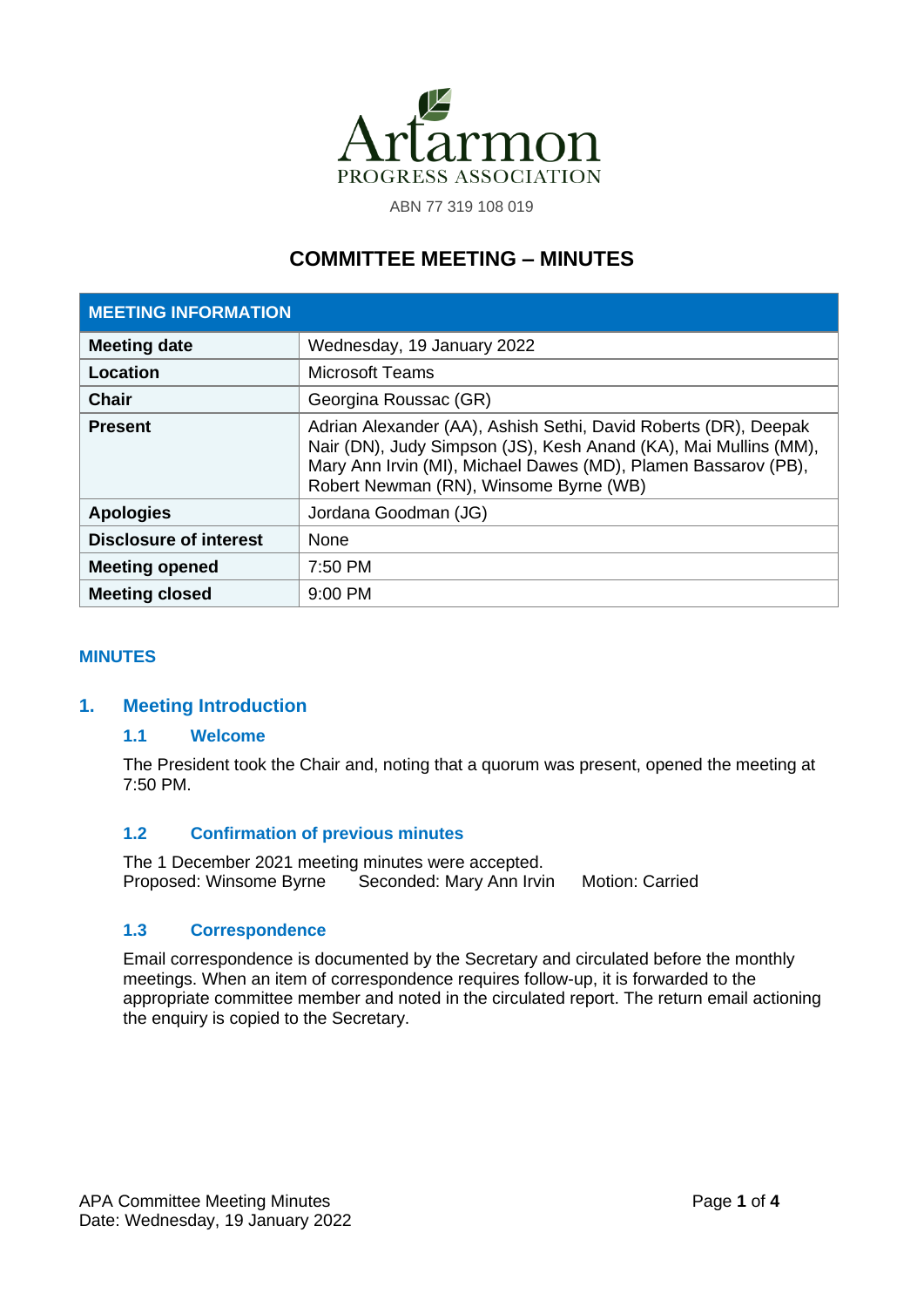Artarmon
PROGRESS ASSOCIATION

ABN 77 319 108 019

# COMMITTEE MEETING – MINUTES

| MEETING INFORMATION | |
|---|---|
| **Meeting date** | Wednesday, 19 January 2022 |
| **Location** | Microsoft Teams |
| **Chair** | Georgina Roussac (GR) |
| **Present** | Adrian Alexander (AA), Ashish Sethi, David Roberts (DR), Deepak Nair (DN), Judy Simpson (JS), Kesh Anand (KA), Mai Mullins (MM), Mary Ann Irvin (MI), Michael Dawes (MD), Plamen Bassarov (PB), Robert Newman (RN), Winsome Byrne (WB) |
| **Apologies** | Jordana Goodman (JG) |
| **Disclosure of interest** | None |
| **Meeting opened** | 7:50 PM |
| **Meeting closed** | 9:00 PM |

## MINUTES

## 1. Meeting Introduction

### 1.1 Welcome

The President took the Chair and, noting that a quorum was present, opened the meeting at 7:50 PM.

### 1.2 Confirmation of previous minutes

The 1 December 2021 meeting minutes were accepted.
Proposed: Winsome Byrne Seconded: Mary Ann Irvin Motion: Carried

### 1.3 Correspondence

Email correspondence is documented by the Secretary and circulated before the monthly meetings. When an item of correspondence requires follow-up, it is forwarded to the appropriate committee member and noted in the circulated report. The return email actioning the enquiry is copied to the Secretary.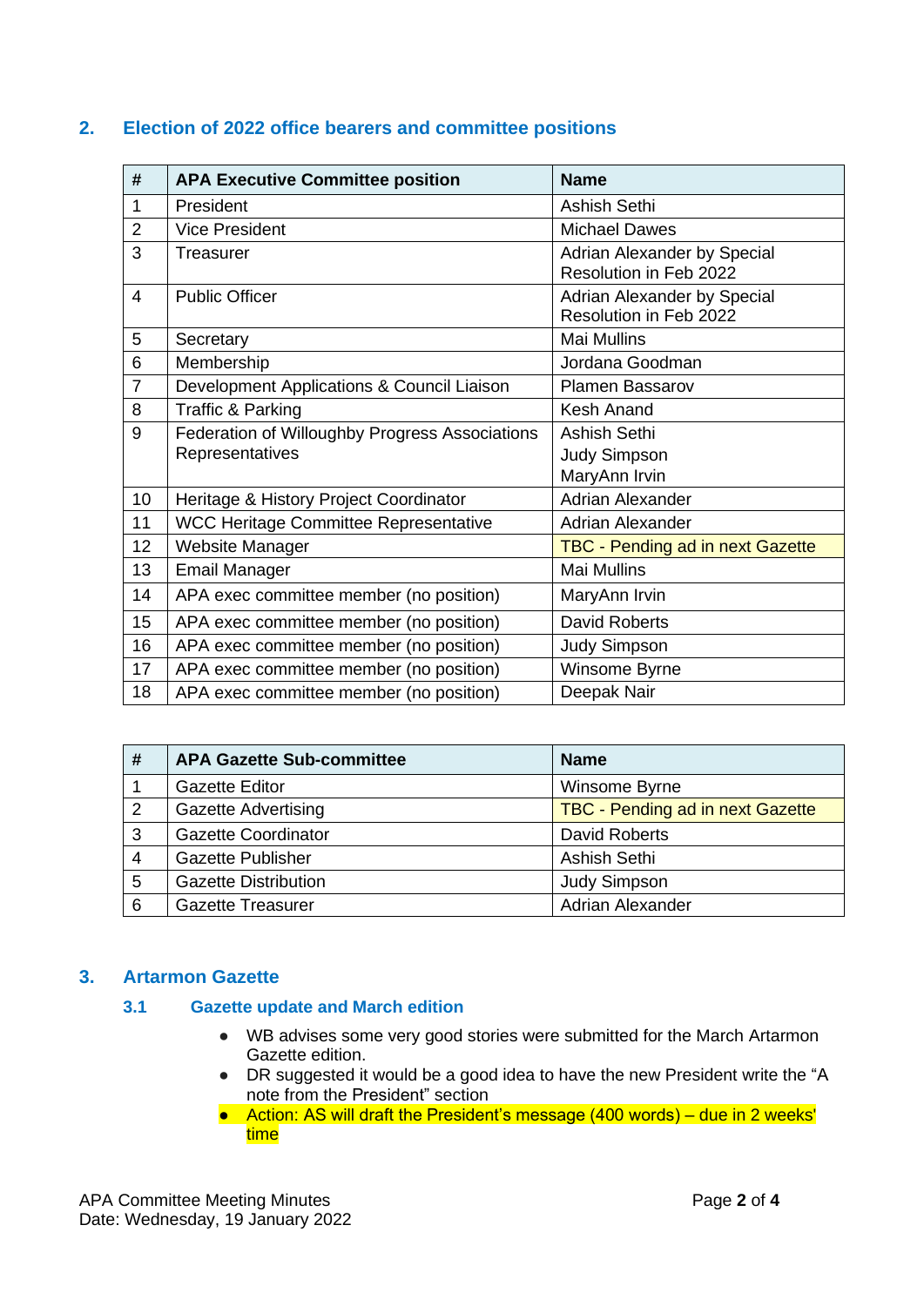## 2. Election of 2022 office bearers and committee positions

| # | APA Executive Committee position | Name |
|---|---|---|
| 1 | President | Ashish Sethi |
| 2 | Vice President | Michael Dawes |
| 3 | Treasurer | Adrian Alexander by Special Resolution in Feb 2022 |
| 4 | Public Officer | Adrian Alexander by Special Resolution in Feb 2022 |
| 5 | Secretary | Mai Mullins |
| 6 | Membership | Jordana Goodman |
| 7 | Development Applications & Council Liaison | Plamen Bassarov |
| 8 | Traffic & Parking | Kesh Anand |
| 9 | Federation of Willoughby Progress Associations Representatives | Ashish Sethi<br>Judy Simpson<br>MaryAnn Irvin |
| 10 | Heritage & History Project Coordinator | Adrian Alexander |
| 11 | WCC Heritage Committee Representative | Adrian Alexander |
| 12 | Website Manager | TBC - Pending ad in next Gazette |
| 13 | Email Manager | Mai Mullins |
| 14 | APA exec committee member (no position) | MaryAnn Irvin |
| 15 | APA exec committee member (no position) | David Roberts |
| 16 | APA exec committee member (no position) | Judy Simpson |
| 17 | APA exec committee member (no position) | Winsome Byrne |
| 18 | APA exec committee member (no position) | Deepak Nair |

| # | APA Gazette Sub-committee | Name |
|---|---|---|
| 1 | Gazette Editor | Winsome Byrne |
| 2 | Gazette Advertising | TBC - Pending ad in next Gazette |
| 3 | Gazette Coordinator | David Roberts |
| 4 | Gazette Publisher | Ashish Sethi |
| 5 | Gazette Distribution | Judy Simpson |
| 6 | Gazette Treasurer | Adrian Alexander |

## 3. Artarmon Gazette

### 3.1 Gazette update and March edition

- WB advises some very good stories were submitted for the March Artarmon Gazette edition.
- DR suggested it would be a good idea to have the new President write the "A note from the President" section
- Action: AS will draft the President's message (400 words) – due in 2 weeks' time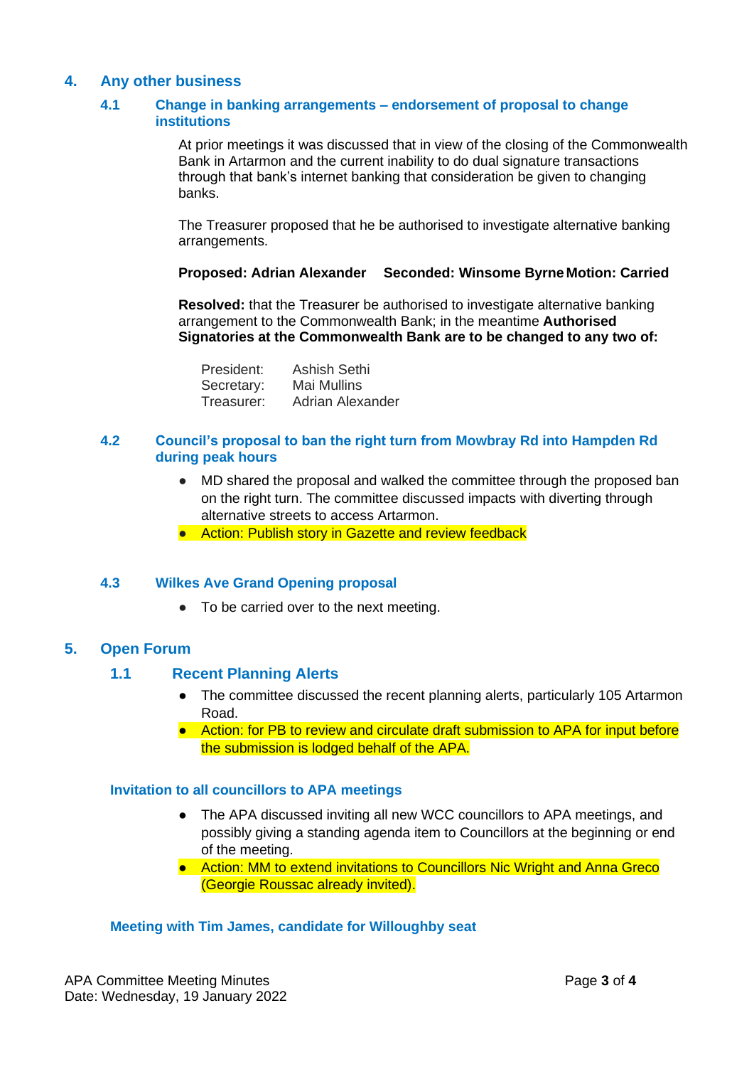## 4. Any other business

### 4.1 Change in banking arrangements – endorsement of proposal to change institutions

At prior meetings it was discussed that in view of the closing of the Commonwealth Bank in Artarmon and the current inability to do dual signature transactions through that bank's internet banking that consideration be given to changing banks.

The Treasurer proposed that he be authorised to investigate alternative banking arrangements.

**Proposed: Adrian Alexander Seconded: Winsome Byrne Motion: Carried**

**Resolved:** that the Treasurer be authorised to investigate alternative banking arrangement to the Commonwealth Bank; in the meantime **Authorised Signatories at the Commonwealth Bank are to be changed to any two of:**

| | |
|---|---|
| President: | Ashish Sethi |
| Secretary: | Mai Mullins |
| Treasurer: | Adrian Alexander |

### 4.2 Council's proposal to ban the right turn from Mowbray Rd into Hampden Rd during peak hours

- MD shared the proposal and walked the committee through the proposed ban on the right turn. The committee discussed impacts with diverting through alternative streets to access Artarmon.
- Action: Publish story in Gazette and review feedback

### 4.3 Wilkes Ave Grand Opening proposal

- To be carried over to the next meeting.

## 5. Open Forum

### 1.1 Recent Planning Alerts

- The committee discussed the recent planning alerts, particularly 105 Artarmon Road.
- Action: for PB to review and circulate draft submission to APA for input before the submission is lodged behalf of the APA.

### Invitation to all councillors to APA meetings

- The APA discussed inviting all new WCC councillors to APA meetings, and possibly giving a standing agenda item to Councillors at the beginning or end of the meeting.
- Action: MM to extend invitations to Councillors Nic Wright and Anna Greco (Georgie Roussac already invited).

### Meeting with Tim James, candidate for Willoughby seat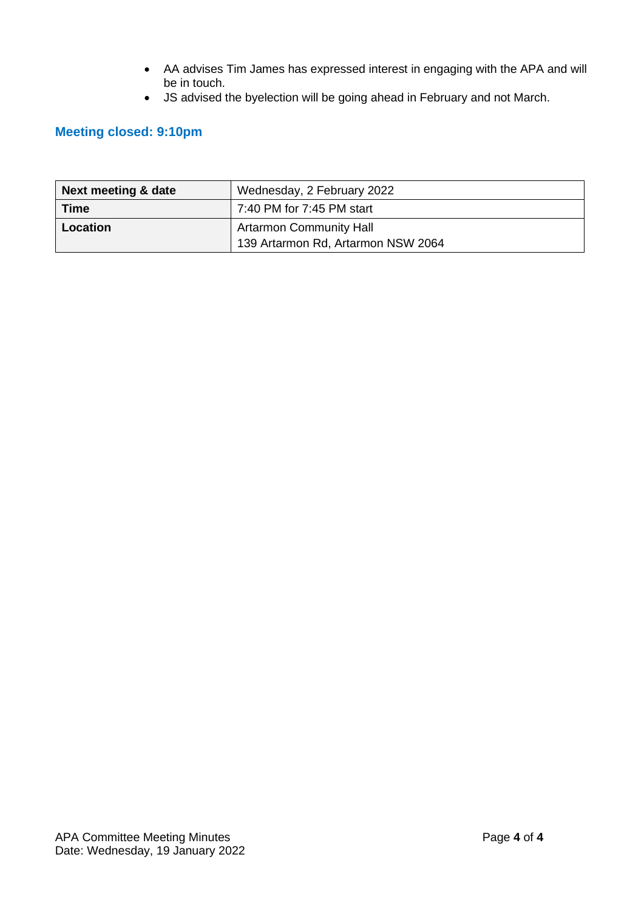- AA advises Tim James has expressed interest in engaging with the APA and will be in touch.
- JS advised the byelection will be going ahead in February and not March.

### Meeting closed: 9:10pm

| | |
|---|---|
| **Next meeting & date** | Wednesday, 2 February 2022 |
| **Time** | 7:40 PM for 7:45 PM start |
| **Location** | Artarmon Community Hall<br>139 Artarmon Rd, Artarmon NSW 2064 |